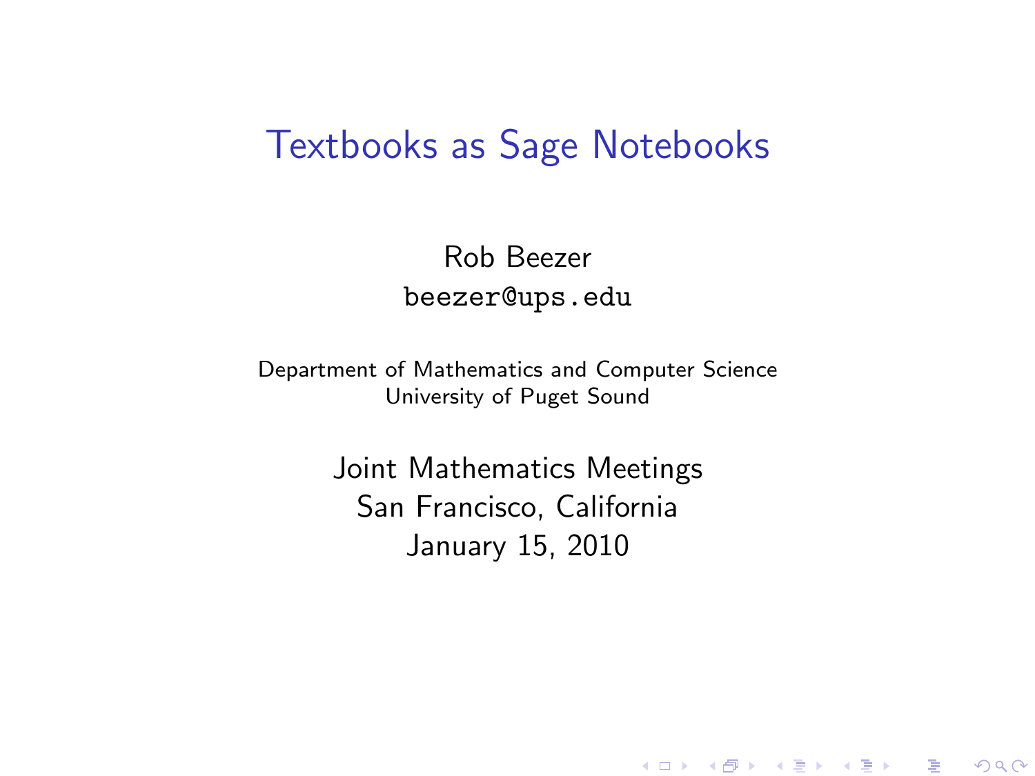# Textbooks as Sage Notebooks

Rob Beezer
`beezer@ups.edu`

Department of Mathematics and Computer Science
University of Puget Sound

Joint Mathematics Meetings
San Francisco, California
January 15, 2010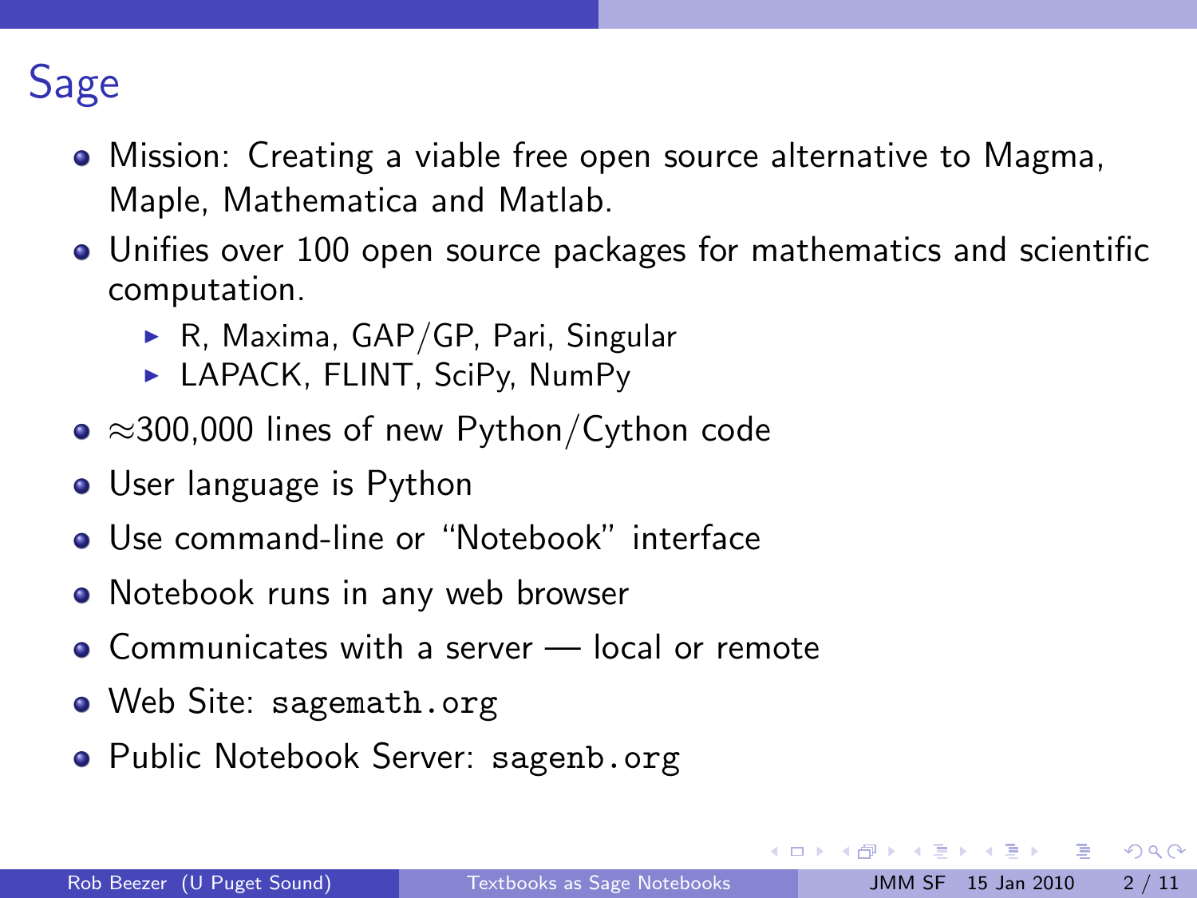# Sage

- Mission: Creating a viable free open source alternative to Magma, Maple, Mathematica and Matlab.
- Unifies over 100 open source packages for mathematics and scientific computation.
  - R, Maxima, GAP/GP, Pari, Singular
  - LAPACK, FLINT, SciPy, NumPy
- $\approx$300,000 lines of new Python/Cython code
- User language is Python
- Use command-line or "Notebook" interface
- Notebook runs in any web browser
- Communicates with a server — local or remote
- Web Site: `sagemath.org`
- Public Notebook Server: `sagenb.org`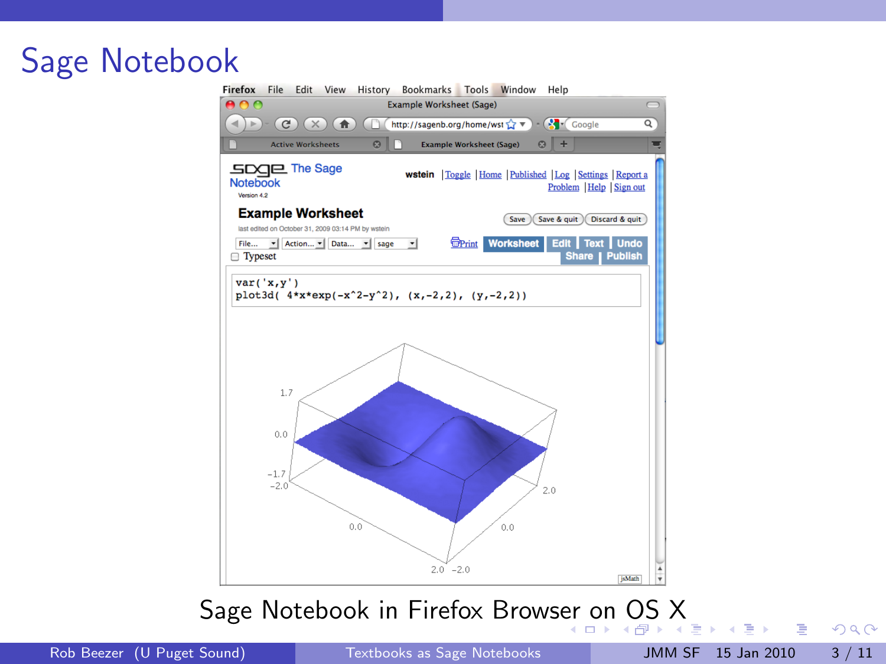# Sage Notebook

Sage Notebook in Firefox Browser on OS X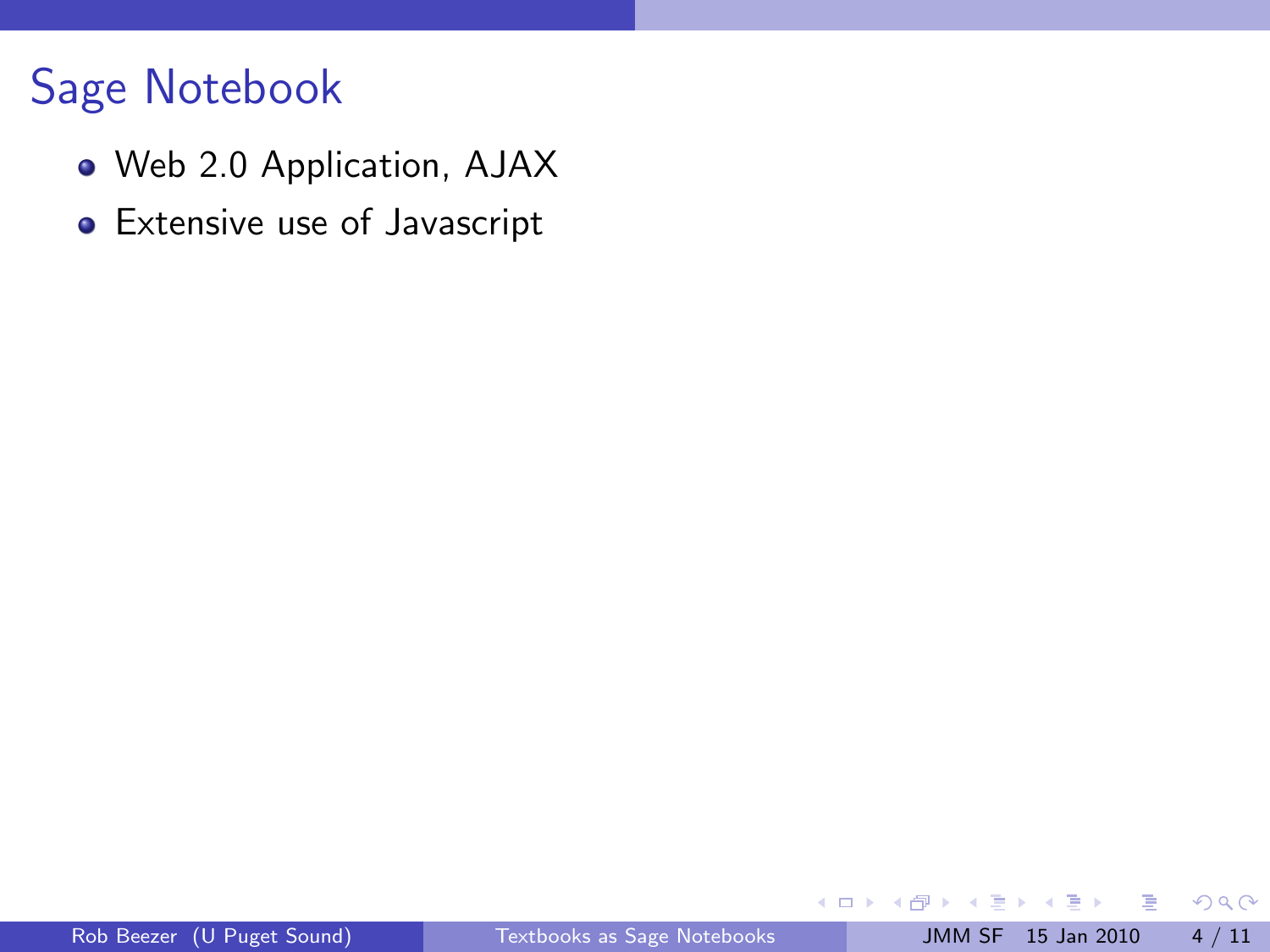# Sage Notebook

- Web 2.0 Application, AJAX
- Extensive use of Javascript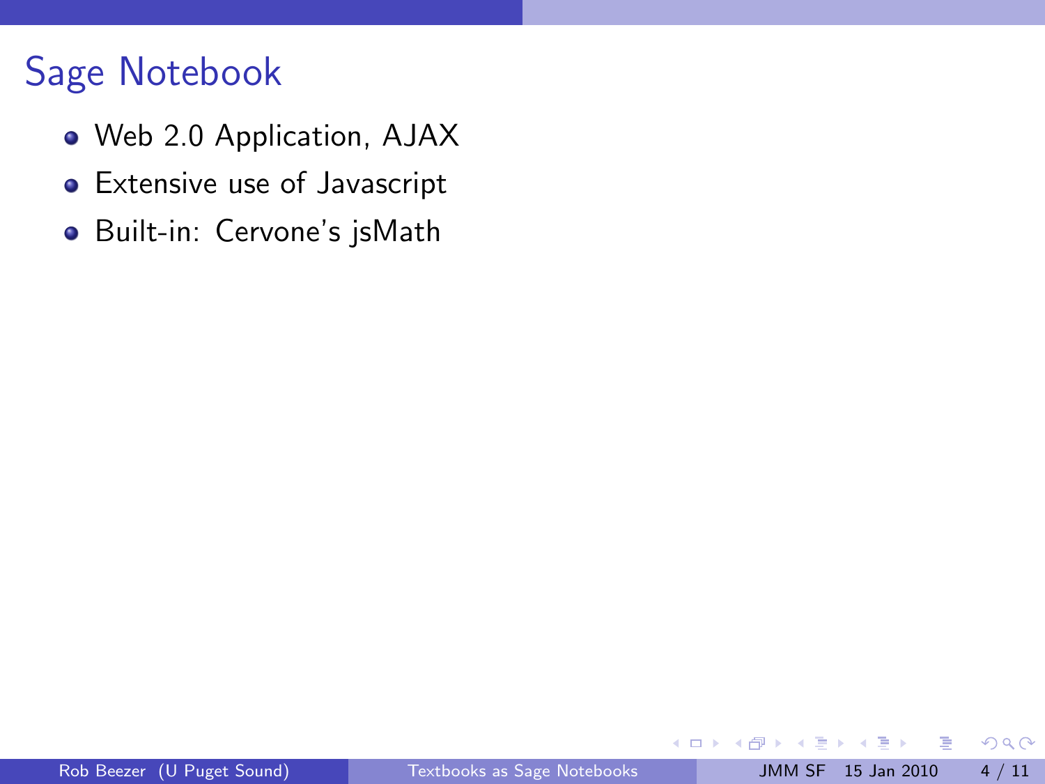# Sage Notebook

- Web 2.0 Application, AJAX
- Extensive use of Javascript
- Built-in: Cervone's jsMath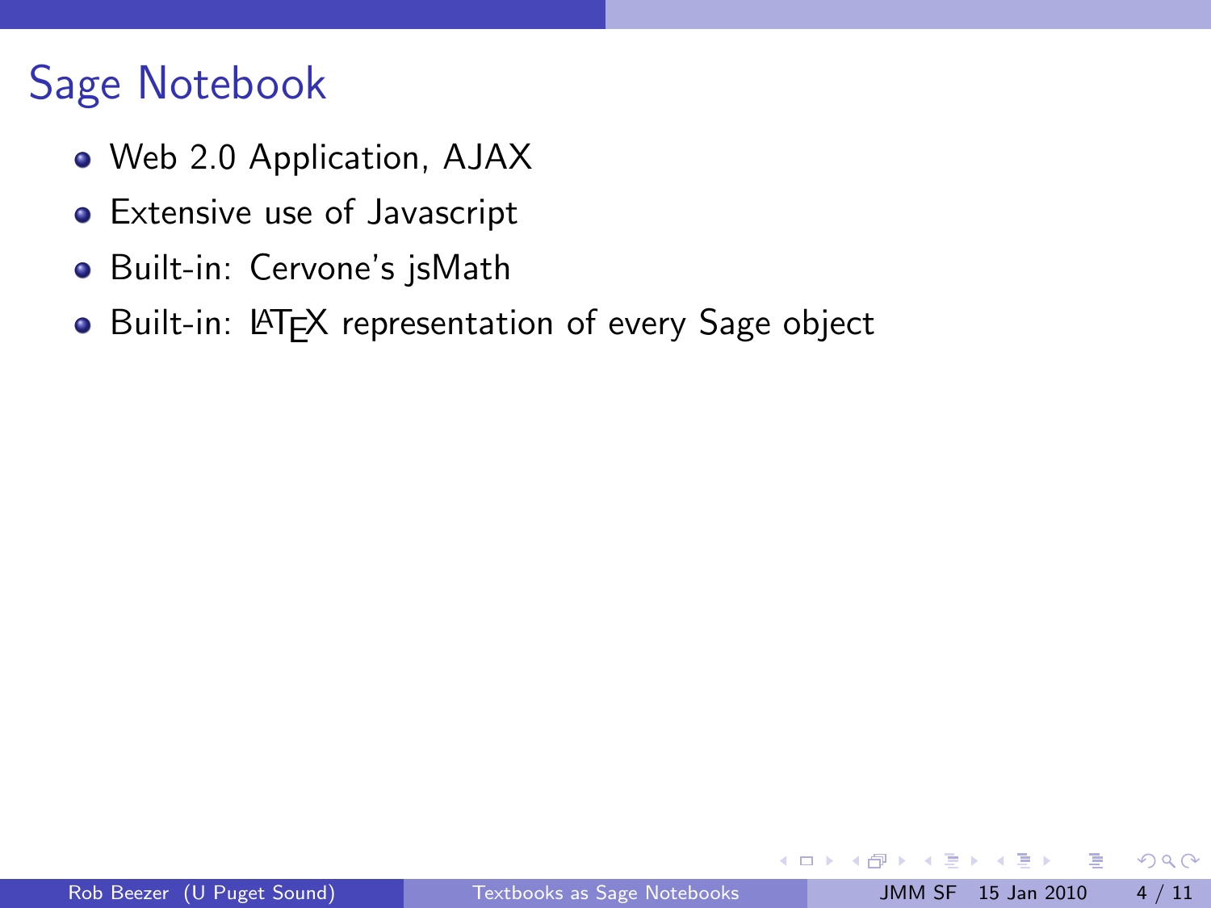# Sage Notebook

- Web 2.0 Application, AJAX
- Extensive use of Javascript
- Built-in: Cervone's jsMath
- Built-in: LaTeX representation of every Sage object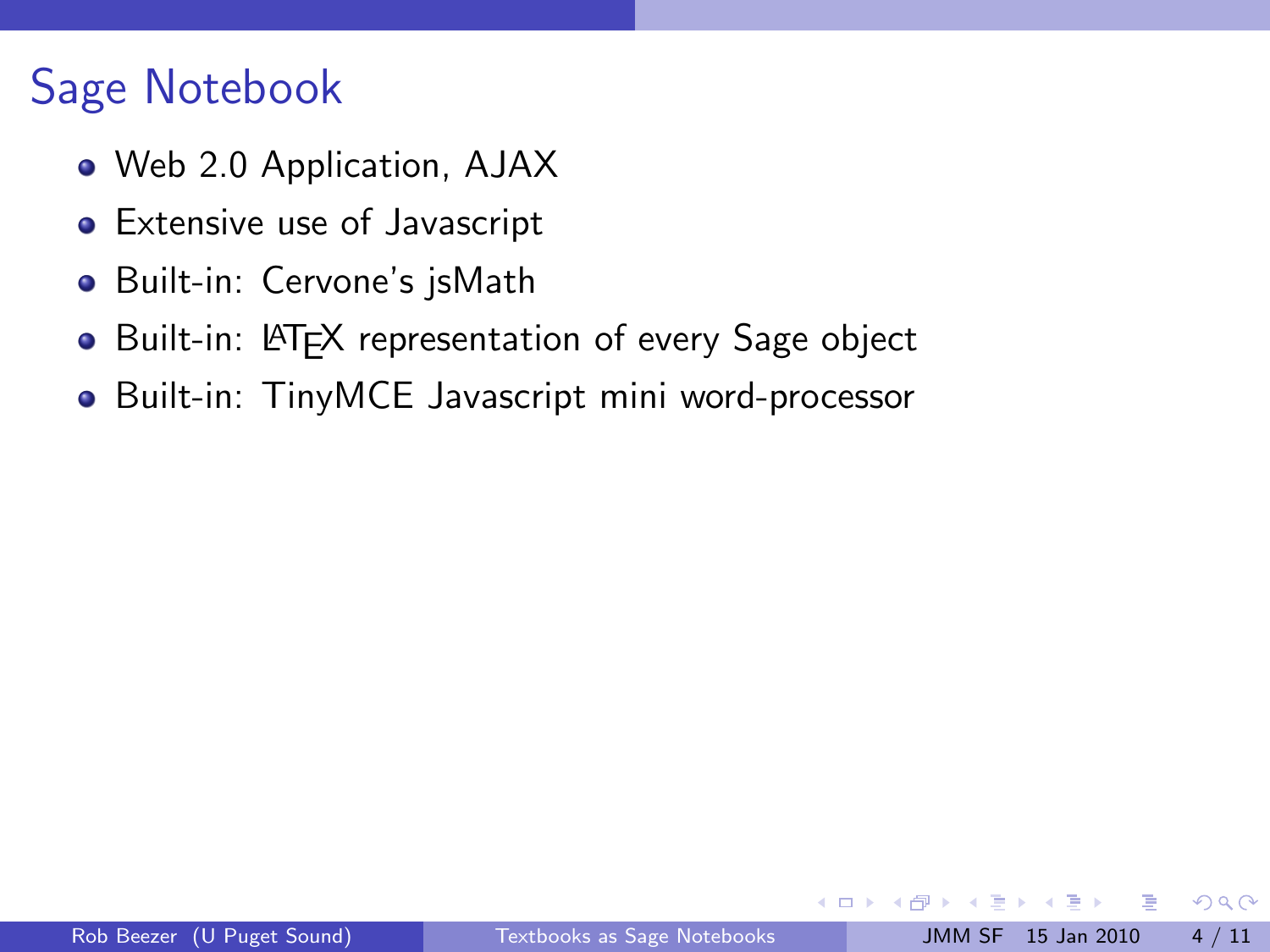## Sage Notebook

- Web 2.0 Application, AJAX
- Extensive use of Javascript
- Built-in: Cervone's jsMath
- Built-in: LaTeX representation of every Sage object
- Built-in: TinyMCE Javascript mini word-processor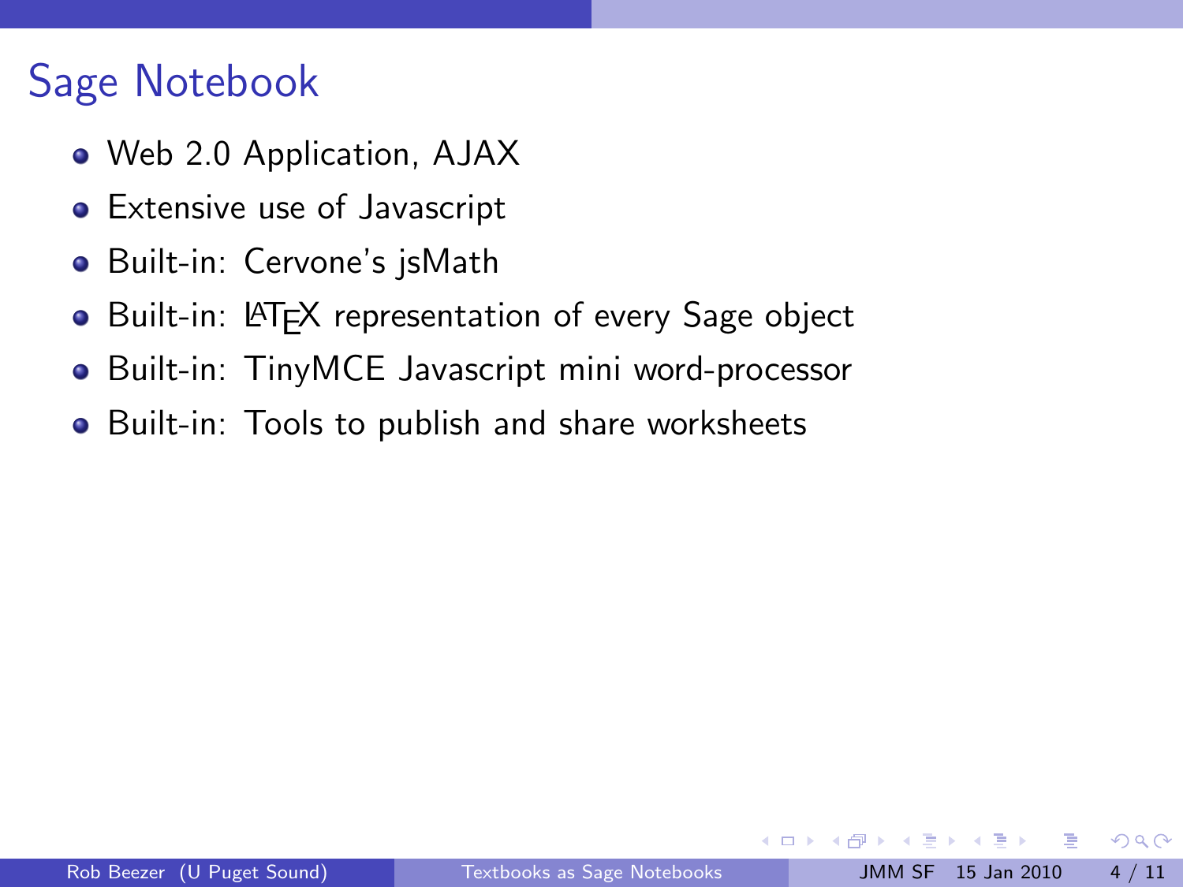# Sage Notebook

- Web 2.0 Application, AJAX
- Extensive use of Javascript
- Built-in: Cervone's jsMath
- Built-in: LaTeX representation of every Sage object
- Built-in: TinyMCE Javascript mini word-processor
- Built-in: Tools to publish and share worksheets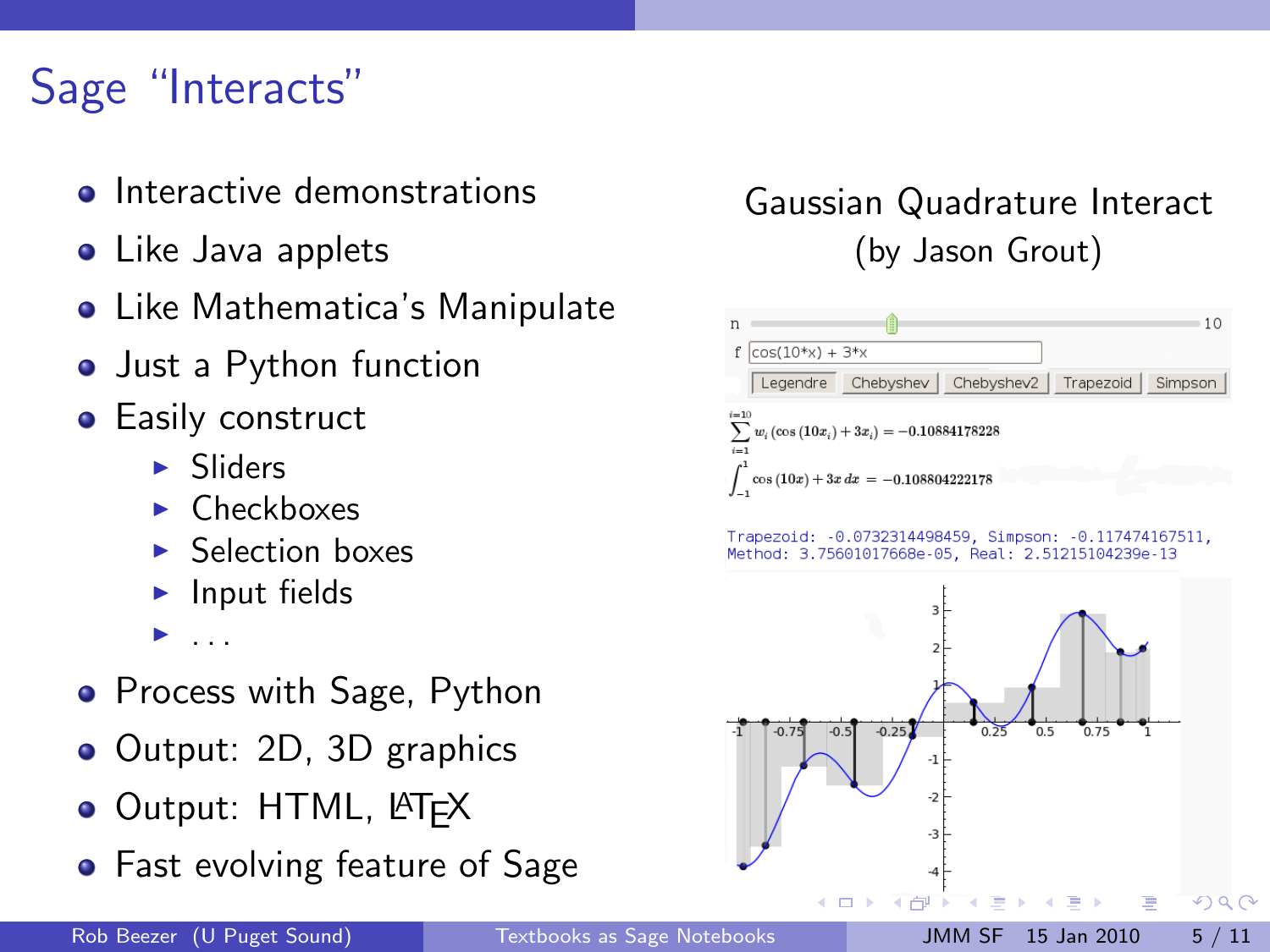# Sage "Interacts"

- Interactive demonstrations
- Like Java applets
- Like Mathematica's Manipulate
- Just a Python function
- Easily construct
  - Sliders
  - Checkboxes
  - Selection boxes
  - Input fields
  - ...
- Process with Sage, Python
- Output: 2D, 3D graphics
- Output: HTML, LaTeX
- Fast evolving feature of Sage

Gaussian Quadrature Interact (by Jason Grout)

n — 10

f: cos(10*x) + 3*x

Legendre | Chebyshev | Chebyshev2 | Trapezoid | Simpson

$$\sum_{i=1}^{i=10} w_i\left(\cos\left(10x_i\right) + 3x_i\right) = -0.10884178228$$

$$\int_{-1}^{1} \cos\left(10x\right) + 3x \, dx = -0.108804222178$$

```
Trapezoid: -0.0732314498459, Simpson: -0.117474167511,
Method: 3.75601017668e-05, Real: 2.51215104239e-13
```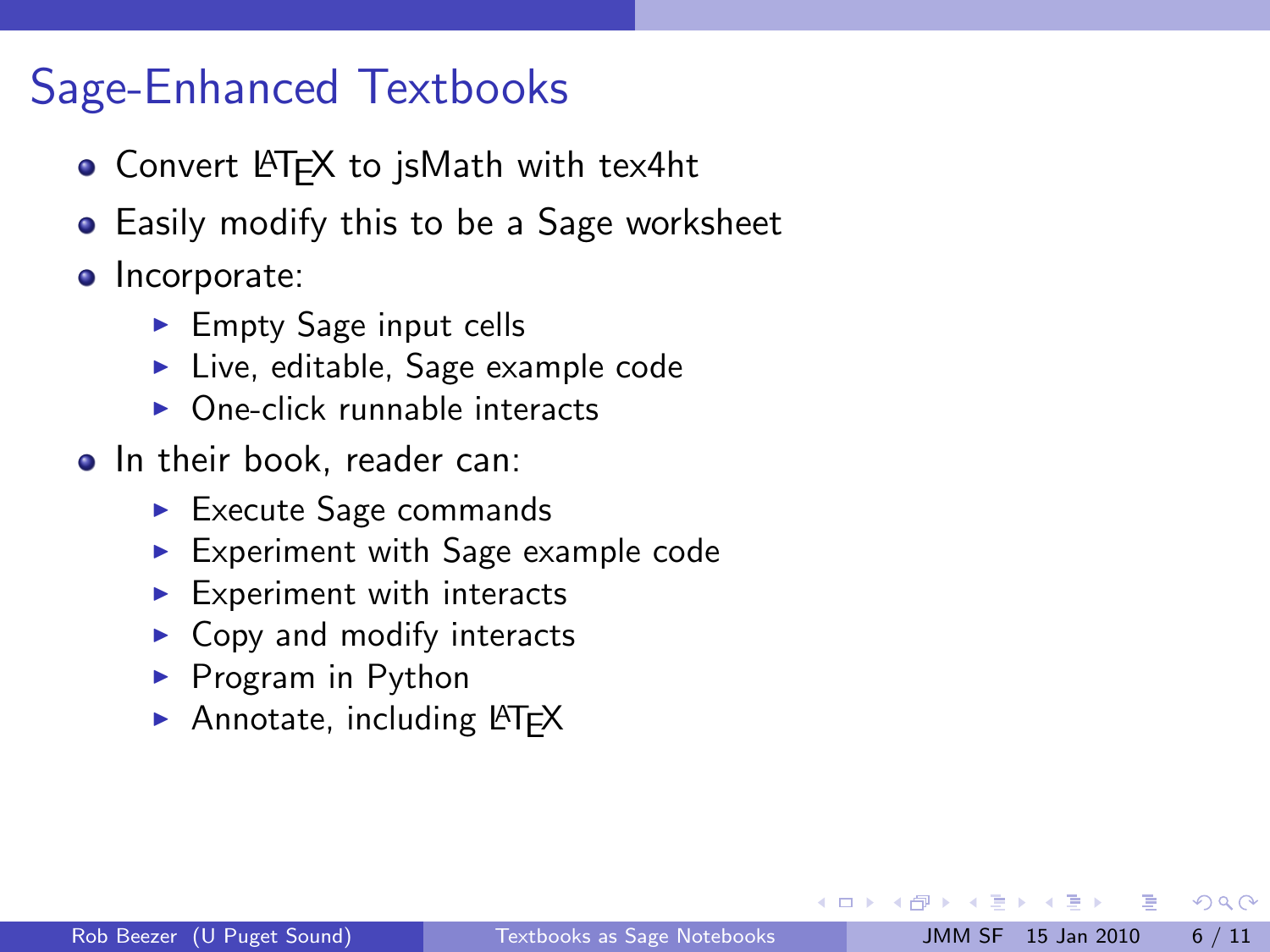## Sage-Enhanced Textbooks

- Convert LaTeX to jsMath with tex4ht
- Easily modify this to be a Sage worksheet
- Incorporate:
  - Empty Sage input cells
  - Live, editable, Sage example code
  - One-click runnable interacts
- In their book, reader can:
  - Execute Sage commands
  - Experiment with Sage example code
  - Experiment with interacts
  - Copy and modify interacts
  - Program in Python
  - Annotate, including LaTeX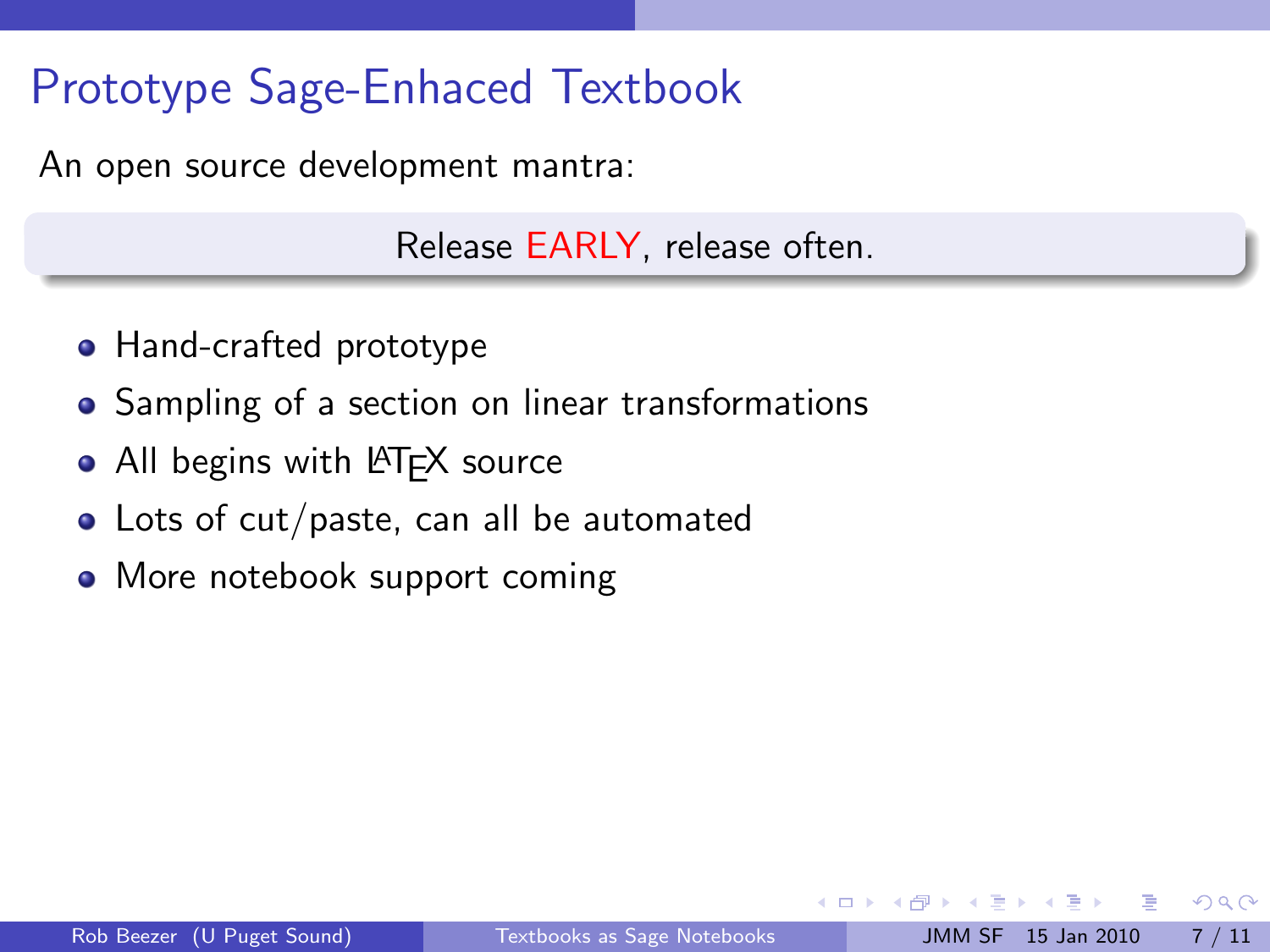# Prototype Sage-Enhaced Textbook

An open source development mantra:

> Release EARLY, release often.

- Hand-crafted prototype
- Sampling of a section on linear transformations
- All begins with LaTeX source
- Lots of cut/paste, can all be automated
- More notebook support coming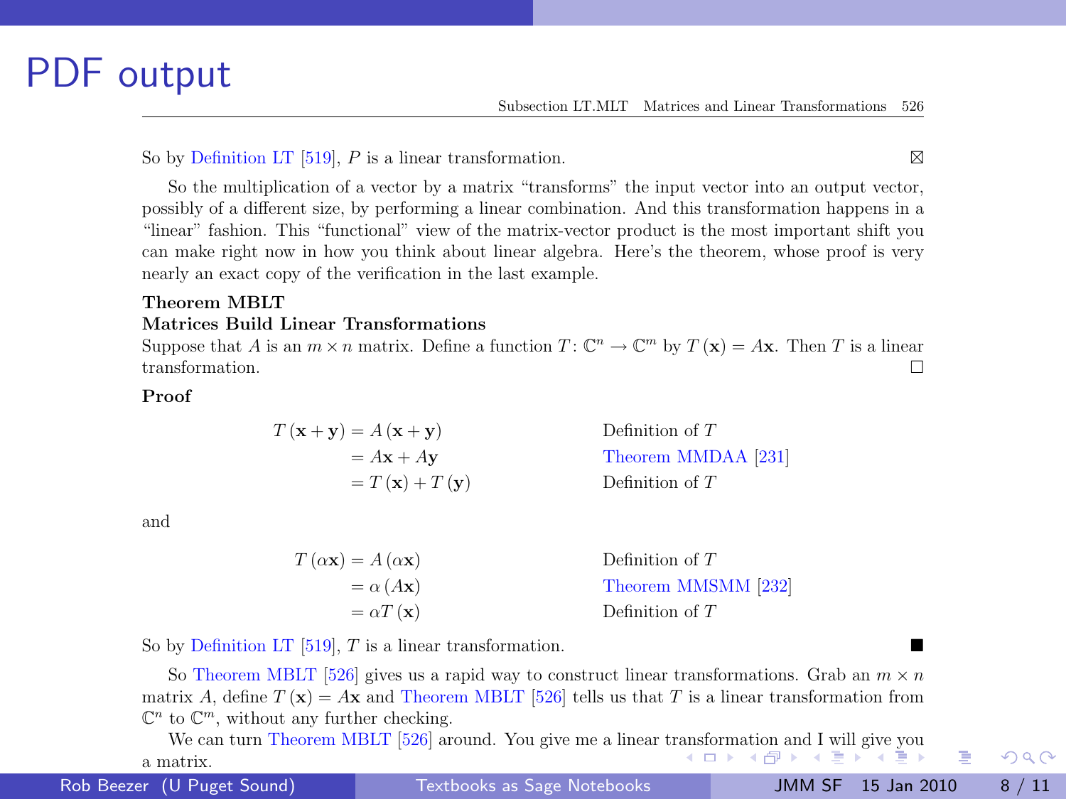# PDF output

So by Definition LT [519], $P$ is a linear transformation. ⊠

So the multiplication of a vector by a matrix "transforms" the input vector into an output vector, possibly of a different size, by performing a linear combination. And this transformation happens in a "linear" fashion. This "functional" view of the matrix-vector product is the most important shift you can make right now in how you think about linear algebra. Here's the theorem, whose proof is very nearly an exact copy of the verification in the last example.

**Theorem MBLT**
**Matrices Build Linear Transformations**
Suppose that $A$ is an $m \times n$ matrix. Define a function $T\colon \mathbb{C}^n \to \mathbb{C}^m$ by $T(\mathbf{x}) = A\mathbf{x}$. Then $T$ is a linear transformation. □

**Proof**

$$\begin{aligned}
T(\mathbf{x}+\mathbf{y}) &= A(\mathbf{x}+\mathbf{y}) && \text{Definition of } T\\
&= A\mathbf{x} + A\mathbf{y} && \text{Theorem MMDAA [231]}\\
&= T(\mathbf{x}) + T(\mathbf{y}) && \text{Definition of } T
\end{aligned}$$

and

$$\begin{aligned}
T(\alpha\mathbf{x}) &= A(\alpha\mathbf{x}) && \text{Definition of } T\\
&= \alpha(A\mathbf{x}) && \text{Theorem MMSMM [232]}\\
&= \alpha T(\mathbf{x}) && \text{Definition of } T
\end{aligned}$$

So by Definition LT [519], $T$ is a linear transformation. ■

So Theorem MBLT [526] gives us a rapid way to construct linear transformations. Grab an $m \times n$ matrix $A$, define $T(\mathbf{x}) = A\mathbf{x}$ and Theorem MBLT [526] tells us that $T$ is a linear transformation from $\mathbb{C}^n$ to $\mathbb{C}^m$, without any further checking.

We can turn Theorem MBLT [526] around. You give me a linear transformation and I will give you a matrix.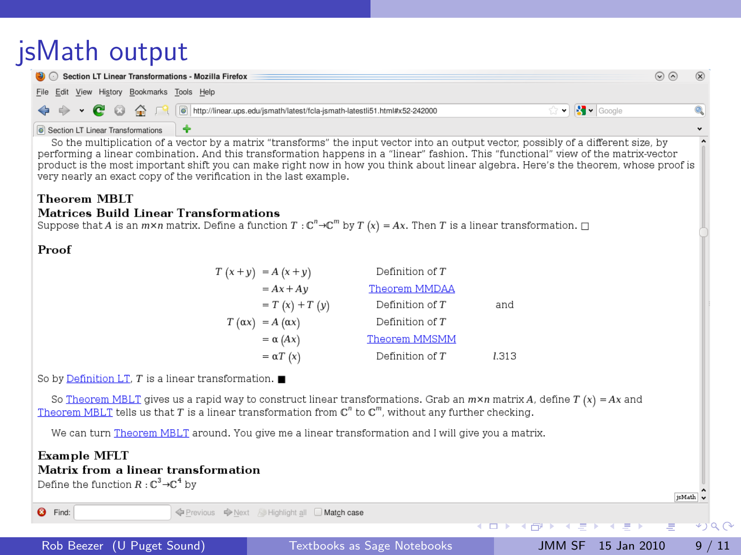# jsMath output

Section LT Linear Transformations - Mozilla Firefox

So the multiplication of a vector by a matrix "transforms" the input vector into an output vector, possibly of a different size, by performing a linear combination. And this transformation happens in a "linear" fashion. This "functional" view of the matrix-vector product is the most important shift you can make right now in how you think about linear algebra. Here's the theorem, whose proof is very nearly an exact copy of the verification in the last example.

**Theorem MBLT**
**Matrices Build Linear Transformations**
Suppose that $A$ is an $m \times n$ matrix. Define a function $T: \mathbb{C}^n \to \mathbb{C}^m$ by $T(x) = Ax$. Then $T$ is a linear transformation. □

**Proof**

$$\begin{aligned} T(x+y) &= A(x+y) && \text{Definition of } T \\ &= Ax + Ay && \text{Theorem MMDAA} \\ &= T(x) + T(y) && \text{Definition of } T \qquad \text{and} \\ T(\alpha x) &= A(\alpha x) && \text{Definition of } T \\ &= \alpha(Ax) && \text{Theorem MMSMM} \\ &= \alpha T(x) && \text{Definition of } T \qquad l.313 \end{aligned}$$

So by Definition LT, $T$ is a linear transformation. ■

So Theorem MBLT gives us a rapid way to construct linear transformations. Grab an $m \times n$ matrix $A$, define $T(x) = Ax$ and Theorem MBLT tells us that $T$ is a linear transformation from $\mathbb{C}^n$ to $\mathbb{C}^m$, without any further checking.

We can turn Theorem MBLT around. You give me a linear transformation and I will give you a matrix.

**Example MFLT**
**Matrix from a linear transformation**
Define the function $R: \mathbb{C}^3 \to \mathbb{C}^4$ by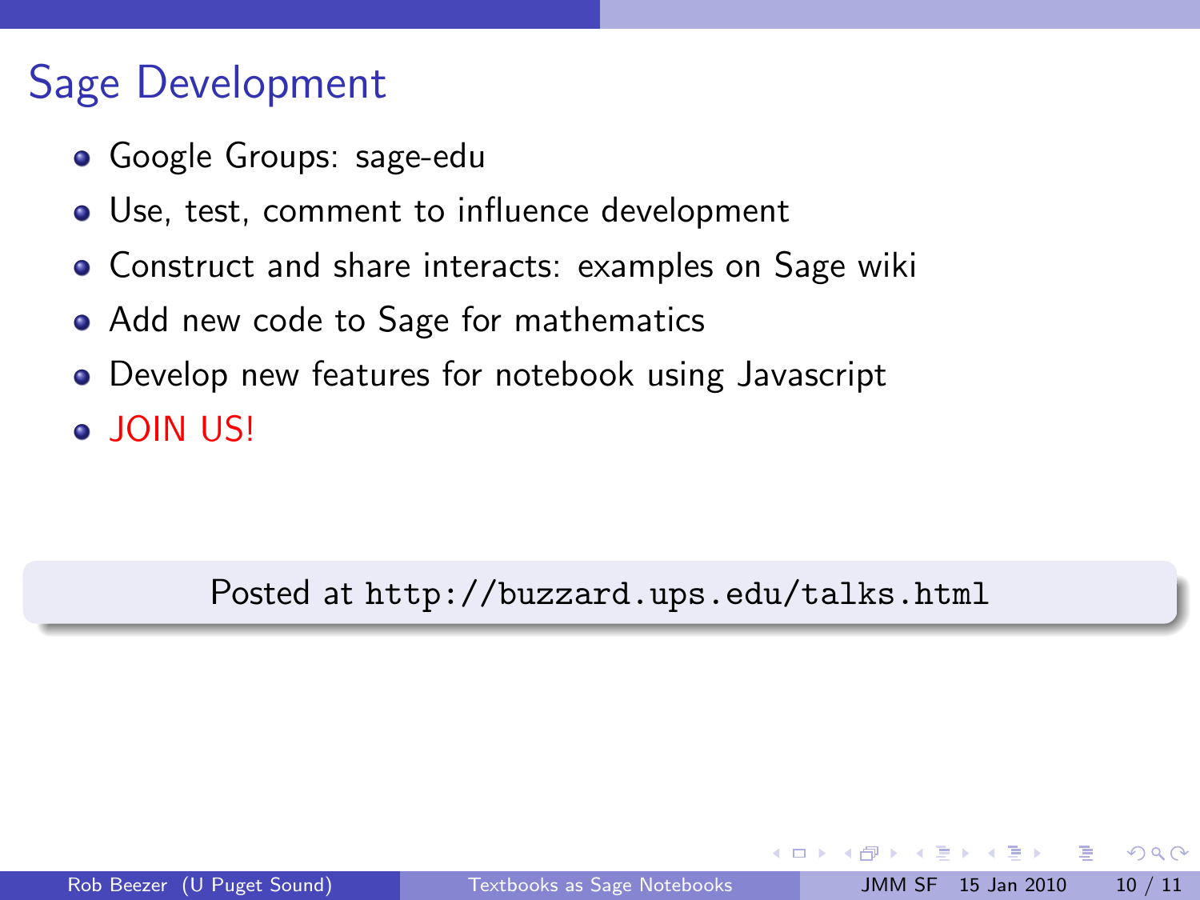## Sage Development

- Google Groups: sage-edu
- Use, test, comment to influence development
- Construct and share interacts: examples on Sage wiki
- Add new code to Sage for mathematics
- Develop new features for notebook using Javascript
- JOIN US!

Posted at `http://buzzard.ups.edu/talks.html`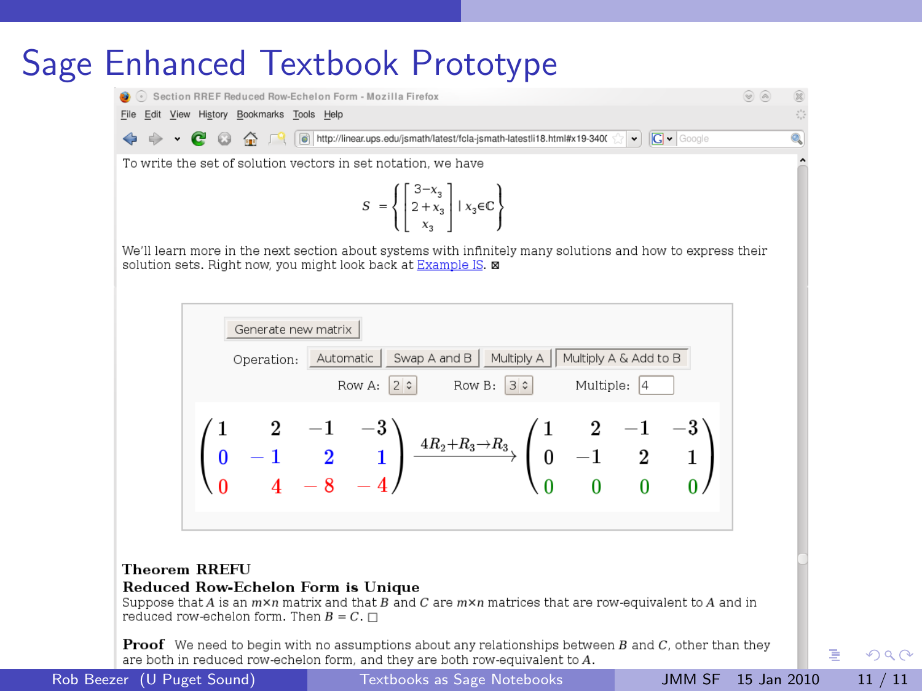# Sage Enhanced Textbook Prototype

Section RREF Reduced Row-Echelon Form - Mozilla Firefox

File Edit View History Bookmarks Tools Help

http://linear.ups.edu/jsmath/latest/fcla-jsmath-latestli18.html#x19-340

To write the set of solution vectors in set notation, we have

$$S = \left\{ \begin{bmatrix} 3-x_3 \\ 2+x_3 \\ x_3 \end{bmatrix} \mid x_3 \in \mathbb{C} \right\}$$

We'll learn more in the next section about systems with infinitely many solutions and how to express their solution sets. Right now, you might look back at Example IS. ⊠

Generate new matrix

Operation: Automatic | Swap A and B | Multiply A | Multiply A & Add to B

Row A: 2 Row B: 3 Multiple: 4

$$\begin{pmatrix} 1 & 2 & -1 & -3 \\ 0 & -1 & 2 & 1 \\ 0 & 4 & -8 & -4 \end{pmatrix} \xrightarrow{4R_2+R_3 \to R_3} \begin{pmatrix} 1 & 2 & -1 & -3 \\ 0 & -1 & 2 & 1 \\ 0 & 0 & 0 & 0 \end{pmatrix}$$

**Theorem RREFU**
**Reduced Row-Echelon Form is Unique**
Suppose that $A$ is an $m \times n$ matrix and that $B$ and $C$ are $m \times n$ matrices that are row-equivalent to $A$ and in reduced row-echelon form. Then $B = C$. □

**Proof** We need to begin with no assumptions about any relationships between $B$ and $C$, other than they are both in reduced row-echelon form, and they are both row-equivalent to $A$.